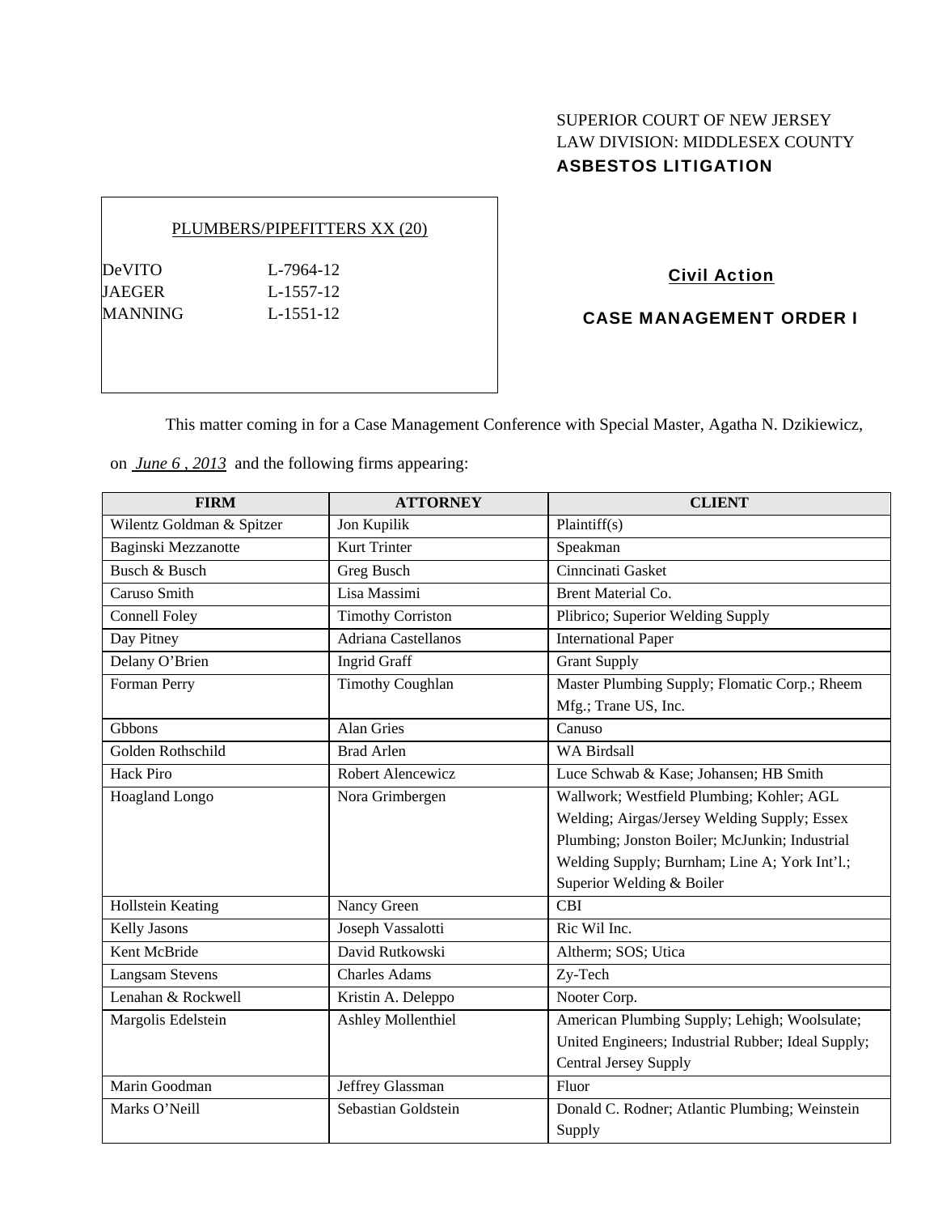SUPERIOR COURT OF NEW JERSEY
LAW DIVISION: MIDDLESEX COUNTY
**ASBESTOS LITIGATION**

PLUMBERS/PIPEFITTERS XX (20)

DeVITO L-7964-12
JAEGER L-1557-12
MANNING L-1551-12

**Civil Action**

**CASE MANAGEMENT ORDER I**

This matter coming in for a Case Management Conference with Special Master, Agatha N. Dzikiewicz, on *June 6 , 2013* and the following firms appearing:

| FIRM | ATTORNEY | CLIENT |
|---|---|---|
| Wilentz Goldman & Spitzer | Jon Kupilik | Plaintiff(s) |
| Baginski Mezzanotte | Kurt Trinter | Speakman |
| Busch & Busch | Greg Busch | Cinncinati Gasket |
| Caruso Smith | Lisa Massimi | Brent Material Co. |
| Connell Foley | Timothy Corriston | Plibrico; Superior Welding Supply |
| Day Pitney | Adriana Castellanos | International Paper |
| Delany O'Brien | Ingrid Graff | Grant Supply |
| Forman Perry | Timothy Coughlan | Master Plumbing Supply; Flomatic Corp.; Rheem Mfg.; Trane US, Inc. |
| Gbbons | Alan Gries | Canuso |
| Golden Rothschild | Brad Arlen | WA Birdsall |
| Hack Piro | Robert Alencewicz | Luce Schwab & Kase; Johansen; HB Smith |
| Hoagland Longo | Nora Grimbergen | Wallwork; Westfield Plumbing; Kohler; AGL Welding; Airgas/Jersey Welding Supply; Essex Plumbing; Jonston Boiler; McJunkin; Industrial Welding Supply; Burnham; Line A; York Int'l.; Superior Welding & Boiler |
| Hollstein Keating | Nancy Green | CBI |
| Kelly Jasons | Joseph Vassalotti | Ric Wil Inc. |
| Kent McBride | David Rutkowski | Altherm; SOS; Utica |
| Langsam Stevens | Charles Adams | Zy-Tech |
| Lenahan & Rockwell | Kristin A. Deleppo | Nooter Corp. |
| Margolis Edelstein | Ashley Mollenthiel | American Plumbing Supply; Lehigh; Woolsulate; United Engineers; Industrial Rubber; Ideal Supply; Central Jersey Supply |
| Marin Goodman | Jeffrey Glassman | Fluor |
| Marks O'Neill | Sebastian Goldstein | Donald C. Rodner; Atlantic Plumbing; Weinstein Supply |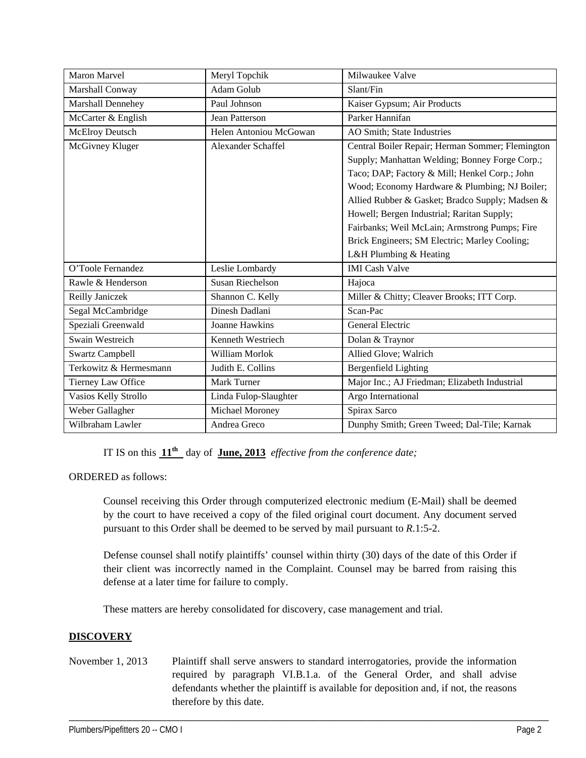| | | |
|---|---|---|
| Maron Marvel | Meryl Topchik | Milwaukee Valve |
| Marshall Conway | Adam Golub | Slant/Fin |
| Marshall Dennehey | Paul Johnson | Kaiser Gypsum; Air Products |
| McCarter & English | Jean Patterson | Parker Hannifan |
| McElroy Deutsch | Helen Antoniou McGowan | AO Smith; State Industries |
| McGivney Kluger | Alexander Schaffel | Central Boiler Repair; Herman Sommer; Flemington Supply; Manhattan Welding; Bonney Forge Corp.; Taco; DAP; Factory & Mill; Henkel Corp.; John Wood; Economy Hardware & Plumbing; NJ Boiler; Allied Rubber & Gasket; Bradco Supply; Madsen & Howell; Bergen Industrial; Raritan Supply; Fairbanks; Weil McLain; Armstrong Pumps; Fire Brick Engineers; SM Electric; Marley Cooling; L&H Plumbing & Heating |
| O'Toole Fernandez | Leslie Lombardy | IMI Cash Valve |
| Rawle & Henderson | Susan Riechelson | Hajoca |
| Reilly Janiczek | Shannon C. Kelly | Miller & Chitty; Cleaver Brooks; ITT Corp. |
| Segal McCambridge | Dinesh Dadlani | Scan-Pac |
| Speziali Greenwald | Joanne Hawkins | General Electric |
| Swain Westreich | Kenneth Westriech | Dolan & Traynor |
| Swartz Campbell | William Morlok | Allied Glove; Walrich |
| Terkowitz & Hermesmann | Judith E. Collins | Bergenfield Lighting |
| Tierney Law Office | Mark Turner | Major Inc.; AJ Friedman; Elizabeth Industrial |
| Vasios Kelly Strollo | Linda Fulop-Slaughter | Argo International |
| Weber Gallagher | Michael Moroney | Spirax Sarco |
| Wilbraham Lawler | Andrea Greco | Dunphy Smith; Green Tweed; Dal-Tile; Karnak |

IT IS on this **11th** day of **June, 2013** *effective from the conference date;*

ORDERED as follows:

Counsel receiving this Order through computerized electronic medium (E-Mail) shall be deemed by the court to have received a copy of the filed original court document. Any document served pursuant to this Order shall be deemed to be served by mail pursuant to *R*.1:5-2.

Defense counsel shall notify plaintiffs' counsel within thirty (30) days of the date of this Order if their client was incorrectly named in the Complaint. Counsel may be barred from raising this defense at a later time for failure to comply.

These matters are hereby consolidated for discovery, case management and trial.

**DISCOVERY**

November 1, 2013 — Plaintiff shall serve answers to standard interrogatories, provide the information required by paragraph VI.B.1.a. of the General Order, and shall advise defendants whether the plaintiff is available for deposition and, if not, the reasons therefore by this date.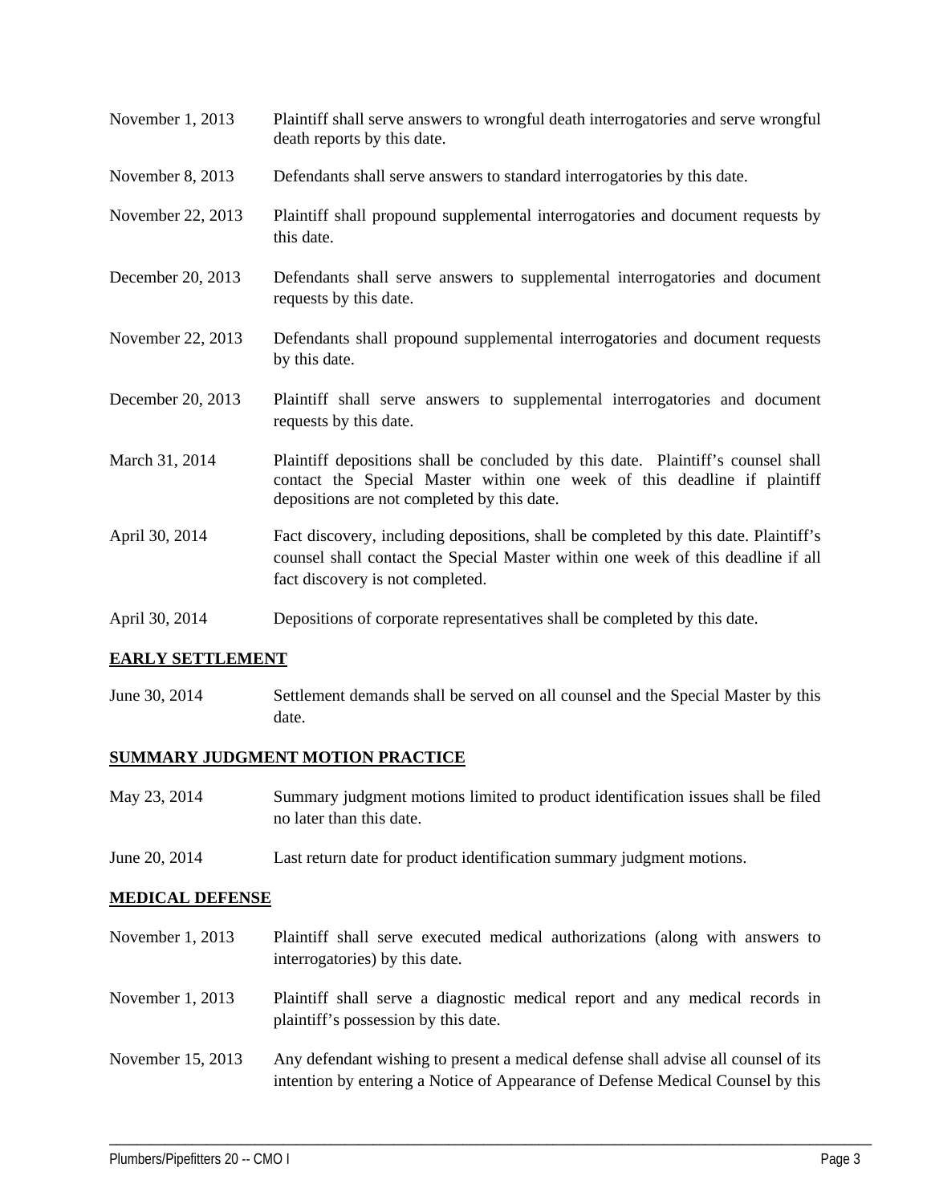| | |
|---|---|
| November 1, 2013 | Plaintiff shall serve answers to wrongful death interrogatories and serve wrongful death reports by this date. |
| November 8, 2013 | Defendants shall serve answers to standard interrogatories by this date. |
| November 22, 2013 | Plaintiff shall propound supplemental interrogatories and document requests by this date. |
| December 20, 2013 | Defendants shall serve answers to supplemental interrogatories and document requests by this date. |
| November 22, 2013 | Defendants shall propound supplemental interrogatories and document requests by this date. |
| December 20, 2013 | Plaintiff shall serve answers to supplemental interrogatories and document requests by this date. |
| March 31, 2014 | Plaintiff depositions shall be concluded by this date. Plaintiff's counsel shall contact the Special Master within one week of this deadline if plaintiff depositions are not completed by this date. |
| April 30, 2014 | Fact discovery, including depositions, shall be completed by this date. Plaintiff's counsel shall contact the Special Master within one week of this deadline if all fact discovery is not completed. |
| April 30, 2014 | Depositions of corporate representatives shall be completed by this date. |

**EARLY SETTLEMENT**

| | |
|---|---|
| June 30, 2014 | Settlement demands shall be served on all counsel and the Special Master by this date. |

**SUMMARY JUDGMENT MOTION PRACTICE**

| | |
|---|---|
| May 23, 2014 | Summary judgment motions limited to product identification issues shall be filed no later than this date. |
| June 20, 2014 | Last return date for product identification summary judgment motions. |

**MEDICAL DEFENSE**

| | |
|---|---|
| November 1, 2013 | Plaintiff shall serve executed medical authorizations (along with answers to interrogatories) by this date. |
| November 1, 2013 | Plaintiff shall serve a diagnostic medical report and any medical records in plaintiff's possession by this date. |
| November 15, 2013 | Any defendant wishing to present a medical defense shall advise all counsel of its intention by entering a Notice of Appearance of Defense Medical Counsel by this |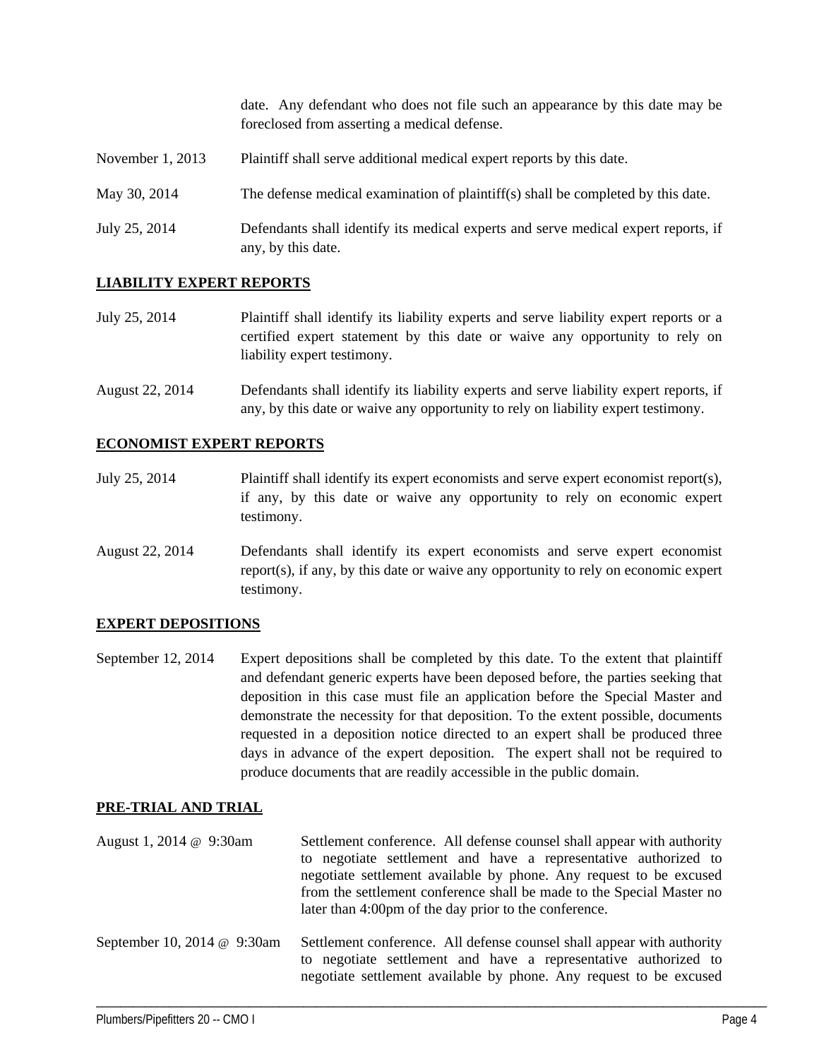date. Any defendant who does not file such an appearance by this date may be foreclosed from asserting a medical defense.

| | |
|---|---|
| November 1, 2013 | Plaintiff shall serve additional medical expert reports by this date. |
| May 30, 2014 | The defense medical examination of plaintiff(s) shall be completed by this date. |
| July 25, 2014 | Defendants shall identify its medical experts and serve medical expert reports, if any, by this date. |

**LIABILITY EXPERT REPORTS**

| | |
|---|---|
| July 25, 2014 | Plaintiff shall identify its liability experts and serve liability expert reports or a certified expert statement by this date or waive any opportunity to rely on liability expert testimony. |
| August 22, 2014 | Defendants shall identify its liability experts and serve liability expert reports, if any, by this date or waive any opportunity to rely on liability expert testimony. |

**ECONOMIST EXPERT REPORTS**

| | |
|---|---|
| July 25, 2014 | Plaintiff shall identify its expert economists and serve expert economist report(s), if any, by this date or waive any opportunity to rely on economic expert testimony. |
| August 22, 2014 | Defendants shall identify its expert economists and serve expert economist report(s), if any, by this date or waive any opportunity to rely on economic expert testimony. |

**EXPERT DEPOSITIONS**

| | |
|---|---|
| September 12, 2014 | Expert depositions shall be completed by this date. To the extent that plaintiff and defendant generic experts have been deposed before, the parties seeking that deposition in this case must file an application before the Special Master and demonstrate the necessity for that deposition. To the extent possible, documents requested in a deposition notice directed to an expert shall be produced three days in advance of the expert deposition. The expert shall not be required to produce documents that are readily accessible in the public domain. |

**PRE-TRIAL AND TRIAL**

| | |
|---|---|
| August 1, 2014 @ 9:30am | Settlement conference. All defense counsel shall appear with authority to negotiate settlement and have a representative authorized to negotiate settlement available by phone. Any request to be excused from the settlement conference shall be made to the Special Master no later than 4:00pm of the day prior to the conference. |
| September 10, 2014 @ 9:30am | Settlement conference. All defense counsel shall appear with authority to negotiate settlement and have a representative authorized to negotiate settlement available by phone. Any request to be excused |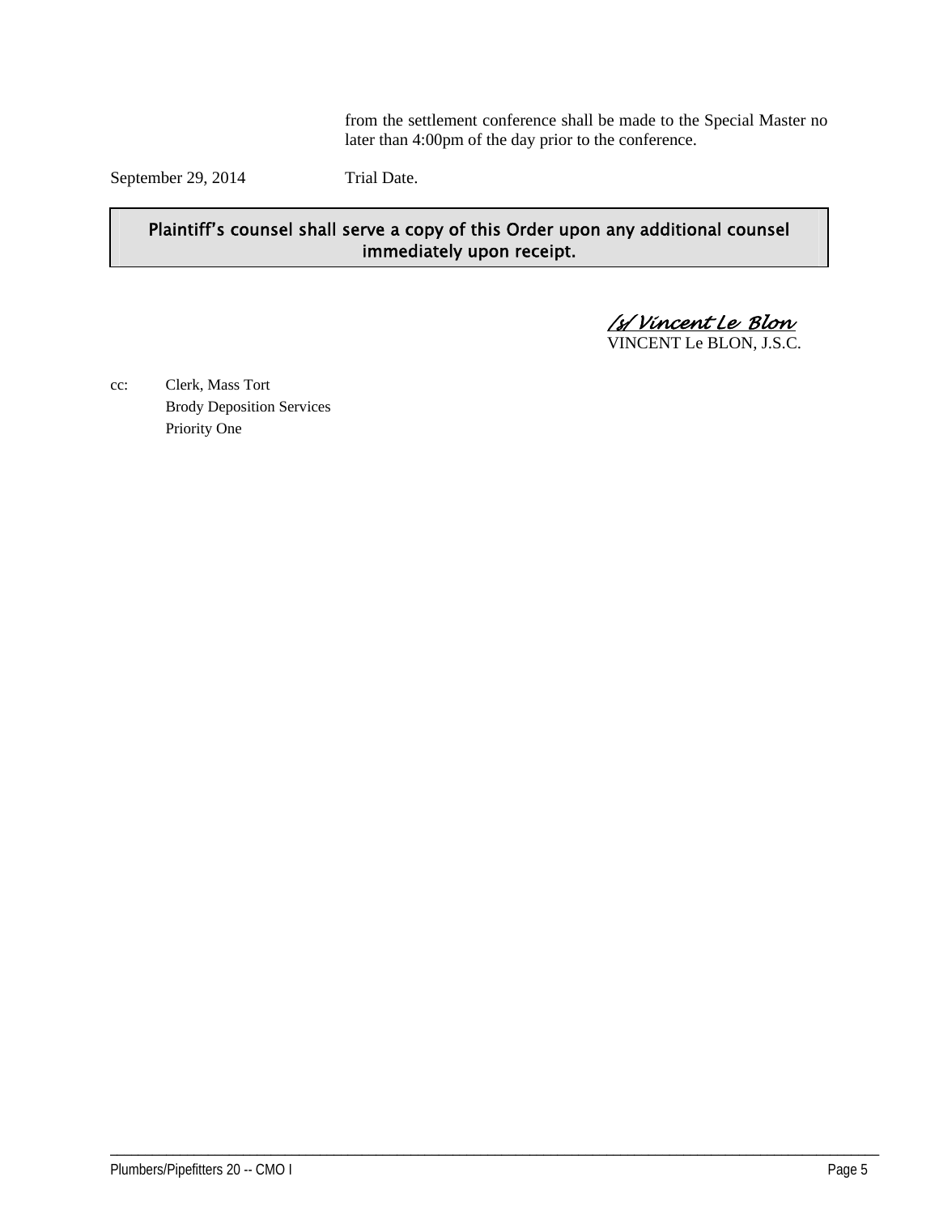| | |
|---|---|
| | from the settlement conference shall be made to the Special Master no later than 4:00pm of the day prior to the conference. |
| September 29, 2014 | Trial Date. |

**Plaintiff's counsel shall serve a copy of this Order upon any additional counsel immediately upon receipt.**

*/s/ Vincent Le Blon*
VINCENT Le BLON, J.S.C.

cc: Clerk, Mass Tort
Brody Deposition Services
Priority One